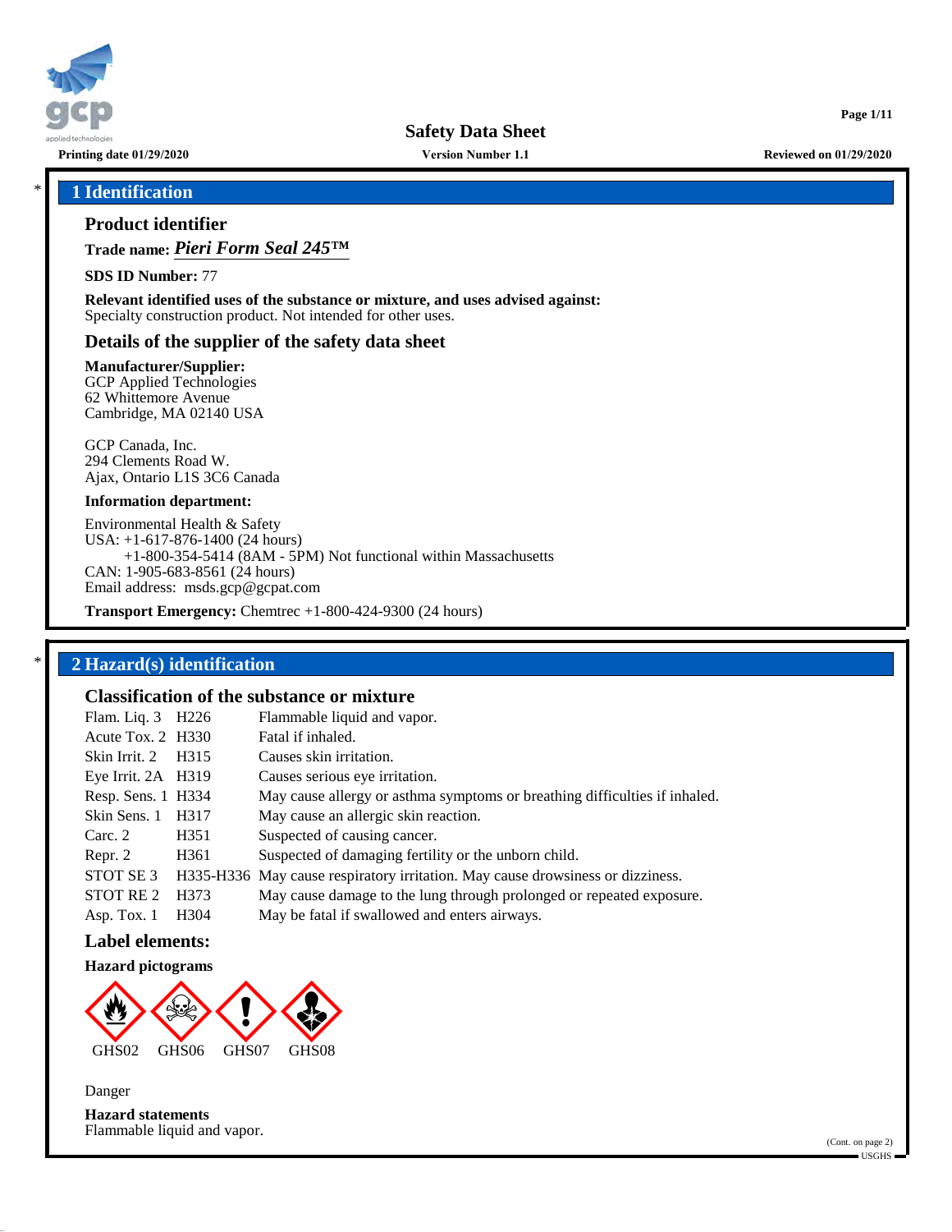Safety Data Sheet

Printing date 01/29/2020 — Version Number 1.1 — Reviewed on 01/29/2020

## 1 Identification

### Product identifier

**Trade name:** ***Pieri Form Seal 245™***

**SDS ID Number:** 77

**Relevant identified uses of the substance or mixture, and uses advised against:**
Specialty construction product. Not intended for other uses.

### Details of the supplier of the safety data sheet

**Manufacturer/Supplier:**
GCP Applied Technologies
62 Whittemore Avenue
Cambridge, MA 02140 USA

GCP Canada, Inc.
294 Clements Road W.
Ajax, Ontario L1S 3C6 Canada

**Information department:**

Environmental Health & Safety
USA: +1-617-876-1400 (24 hours)
+1-800-354-5414 (8AM - 5PM) Not functional within Massachusetts
CAN: 1-905-683-8561 (24 hours)
Email address: msds.gcp@gcpat.com

**Transport Emergency:** Chemtrec +1-800-424-9300 (24 hours)

## 2 Hazard(s) identification

### Classification of the substance or mixture

| | | |
|---|---|---|
| Flam. Liq. 3 | H226 | Flammable liquid and vapor. |
| Acute Tox. 2 | H330 | Fatal if inhaled. |
| Skin Irrit. 2 | H315 | Causes skin irritation. |
| Eye Irrit. 2A | H319 | Causes serious eye irritation. |
| Resp. Sens. 1 | H334 | May cause allergy or asthma symptoms or breathing difficulties if inhaled. |
| Skin Sens. 1 | H317 | May cause an allergic skin reaction. |
| Carc. 2 | H351 | Suspected of causing cancer. |
| Repr. 2 | H361 | Suspected of damaging fertility or the unborn child. |
| STOT SE 3 | H335-H336 | May cause respiratory irritation. May cause drowsiness or dizziness. |
| STOT RE 2 | H373 | May cause damage to the lung through prolonged or repeated exposure. |
| Asp. Tox. 1 | H304 | May be fatal if swallowed and enters airways. |

### Label elements:

**Hazard pictograms**

GHS02 GHS06 GHS07 GHS08

Danger

**Hazard statements**
Flammable liquid and vapor.

(Cont. on page 2)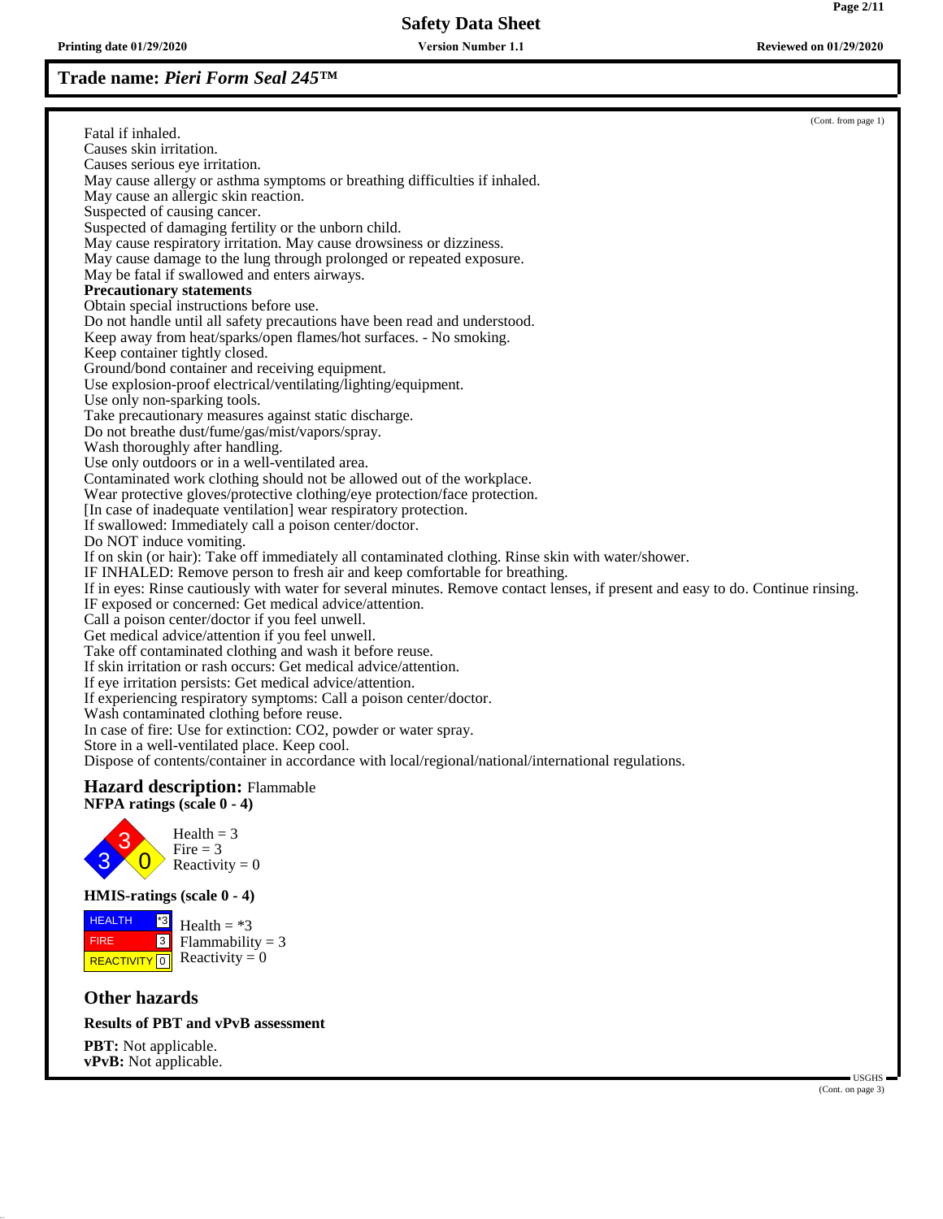## Trade name: *Pieri Form Seal 245™*

(Cont. from page 1)

Fatal if inhaled.
Causes skin irritation.
Causes serious eye irritation.
May cause allergy or asthma symptoms or breathing difficulties if inhaled.
May cause an allergic skin reaction.
Suspected of causing cancer.
Suspected of damaging fertility or the unborn child.
May cause respiratory irritation. May cause drowsiness or dizziness.
May cause damage to the lung through prolonged or repeated exposure.
May be fatal if swallowed and enters airways.

**Precautionary statements**

Obtain special instructions before use.
Do not handle until all safety precautions have been read and understood.
Keep away from heat/sparks/open flames/hot surfaces. - No smoking.
Keep container tightly closed.
Ground/bond container and receiving equipment.
Use explosion-proof electrical/ventilating/lighting/equipment.
Use only non-sparking tools.
Take precautionary measures against static discharge.
Do not breathe dust/fume/gas/mist/vapors/spray.
Wash thoroughly after handling.
Use only outdoors or in a well-ventilated area.
Contaminated work clothing should not be allowed out of the workplace.
Wear protective gloves/protective clothing/eye protection/face protection.
[In case of inadequate ventilation] wear respiratory protection.
If swallowed: Immediately call a poison center/doctor.
Do NOT induce vomiting.
If on skin (or hair): Take off immediately all contaminated clothing. Rinse skin with water/shower.
IF INHALED: Remove person to fresh air and keep comfortable for breathing.
If in eyes: Rinse cautiously with water for several minutes. Remove contact lenses, if present and easy to do. Continue rinsing.
IF exposed or concerned: Get medical advice/attention.
Call a poison center/doctor if you feel unwell.
Get medical advice/attention if you feel unwell.
Take off contaminated clothing and wash it before reuse.
If skin irritation or rash occurs: Get medical advice/attention.
If eye irritation persists: Get medical advice/attention.
If experiencing respiratory symptoms: Call a poison center/doctor.
Wash contaminated clothing before reuse.
In case of fire: Use for extinction: $CO_2$, powder or water spray.
Store in a well-ventilated place. Keep cool.
Dispose of contents/container in accordance with local/regional/national/international regulations.

**Hazard description:** Flammable

**NFPA ratings (scale 0 - 4)**

Health = 3
Fire = 3
Reactivity = 0

**HMIS-ratings (scale 0 - 4)**

| | |
|---|---|
| HEALTH | *3 |
| FIRE | 3 |
| REACTIVITY | 0 |

Health = *3
Flammability = 3
Reactivity = 0

## Other hazards

**Results of PBT and vPvB assessment**

**PBT:** Not applicable.
**vPvB:** Not applicable.

(Cont. on page 3)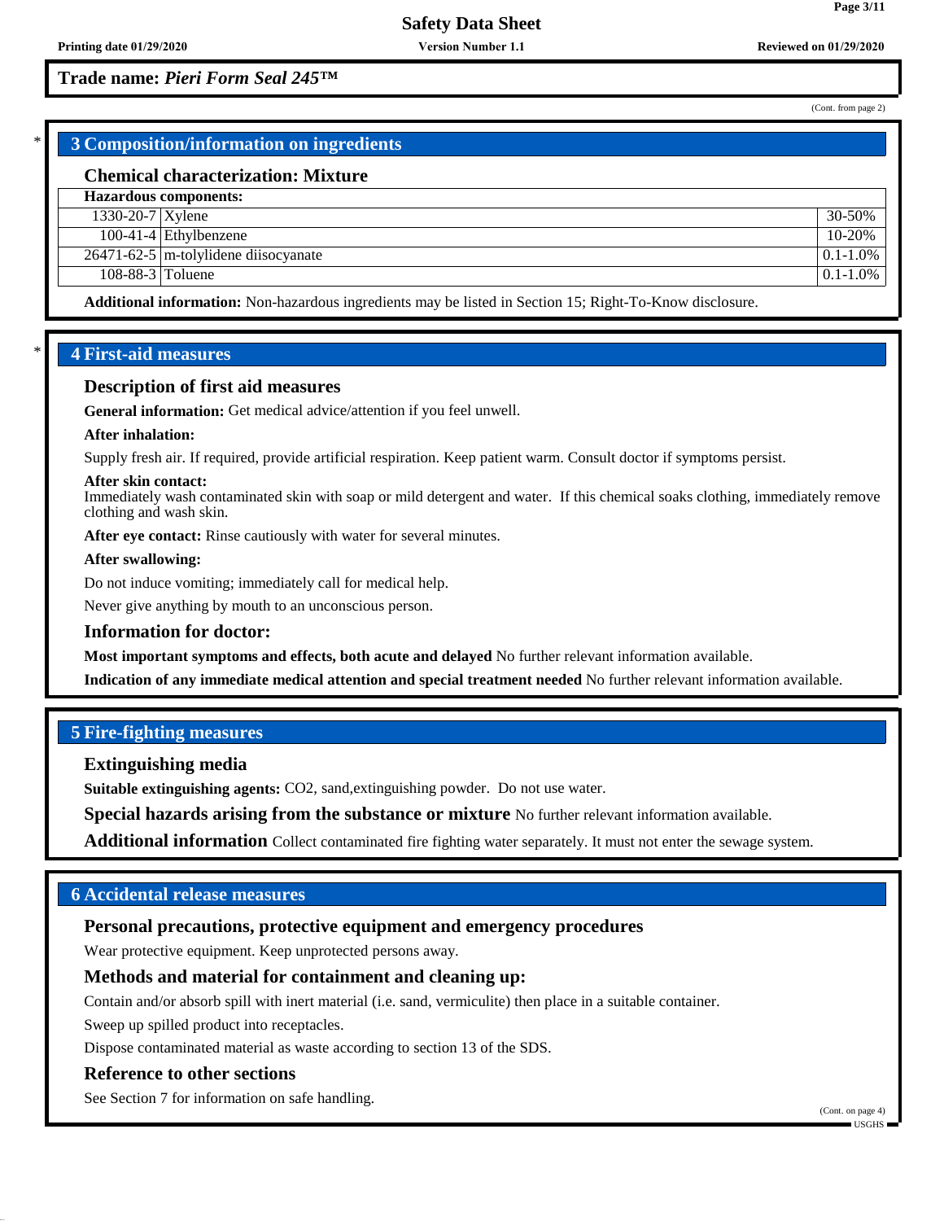Trade name: *Pieri Form Seal 245™*

(Cont. from page 2)

## 3 Composition/information on ingredients

### Chemical characterization: Mixture

| Hazardous components: | | |
|---|---|---|
| 1330-20-7 | Xylene | 30-50% |
| 100-41-4 | Ethylbenzene | 10-20% |
| 26471-62-5 | m-tolylidene diisocyanate | 0.1-1.0% |
| 108-88-3 | Toluene | 0.1-1.0% |

**Additional information:** Non-hazardous ingredients may be listed in Section 15; Right-To-Know disclosure.

## 4 First-aid measures

### Description of first aid measures

**General information:** Get medical advice/attention if you feel unwell.

**After inhalation:**

Supply fresh air. If required, provide artificial respiration. Keep patient warm. Consult doctor if symptoms persist.

**After skin contact:**
Immediately wash contaminated skin with soap or mild detergent and water. If this chemical soaks clothing, immediately remove clothing and wash skin.

**After eye contact:** Rinse cautiously with water for several minutes.

**After swallowing:**

Do not induce vomiting; immediately call for medical help.

Never give anything by mouth to an unconscious person.

### Information for doctor:

**Most important symptoms and effects, both acute and delayed** No further relevant information available.

**Indication of any immediate medical attention and special treatment needed** No further relevant information available.

## 5 Fire-fighting measures

### Extinguishing media

**Suitable extinguishing agents:** CO2, sand,extinguishing powder. Do not use water.

**Special hazards arising from the substance or mixture** No further relevant information available.

**Additional information** Collect contaminated fire fighting water separately. It must not enter the sewage system.

## 6 Accidental release measures

### Personal precautions, protective equipment and emergency procedures

Wear protective equipment. Keep unprotected persons away.

### Methods and material for containment and cleaning up:

Contain and/or absorb spill with inert material (i.e. sand, vermiculite) then place in a suitable container.

Sweep up spilled product into receptacles.

Dispose contaminated material as waste according to section 13 of the SDS.

### Reference to other sections

See Section 7 for information on safe handling.

(Cont. on page 4)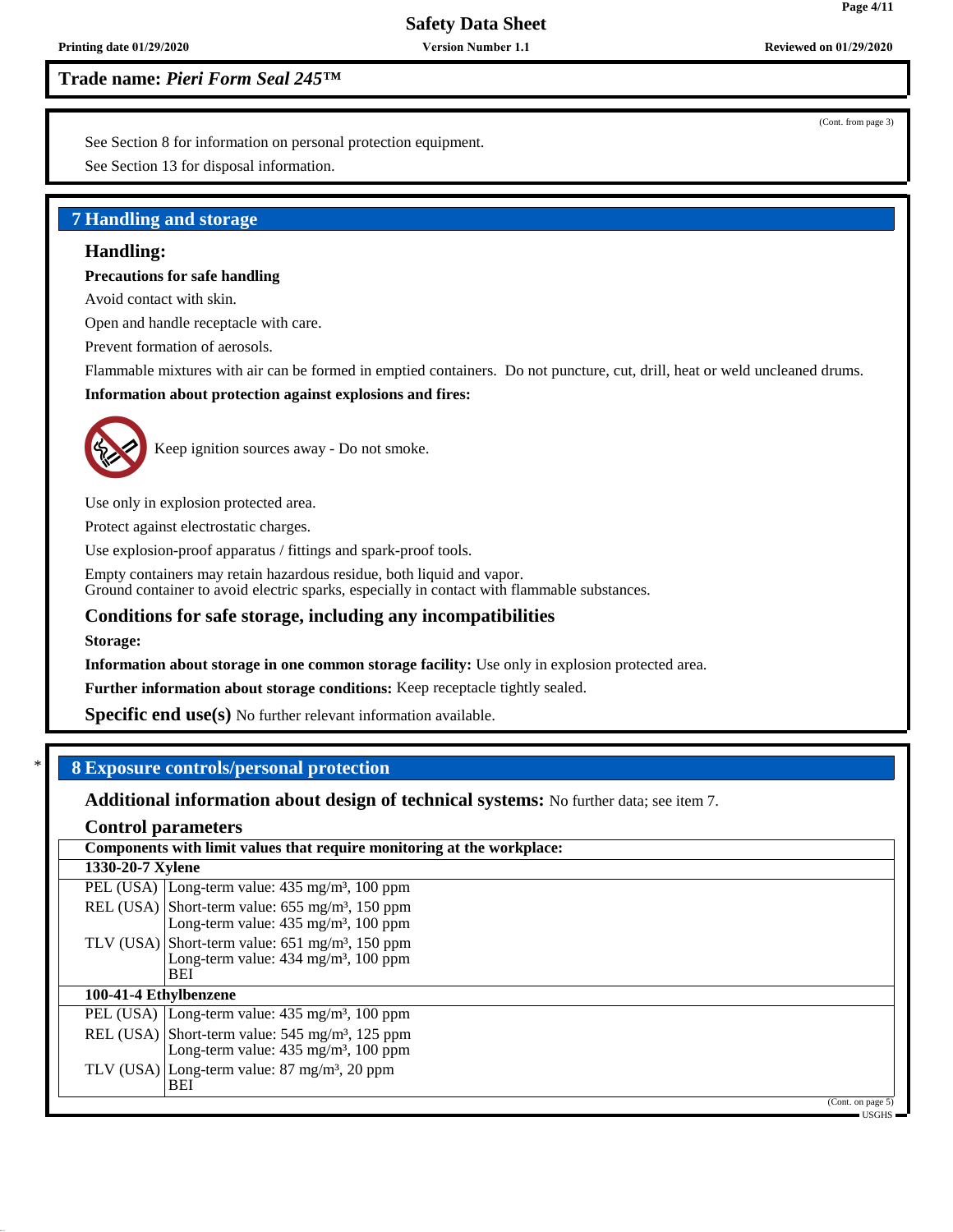**Trade name:** ***Pieri Form Seal 245™***

(Cont. from page 3)

See Section 8 for information on personal protection equipment.

See Section 13 for disposal information.

## 7 Handling and storage

### Handling:

**Precautions for safe handling**

Avoid contact with skin.

Open and handle receptacle with care.

Prevent formation of aerosols.

Flammable mixtures with air can be formed in emptied containers. Do not puncture, cut, drill, heat or weld uncleaned drums.

**Information about protection against explosions and fires:**

Keep ignition sources away - Do not smoke.

Use only in explosion protected area.

Protect against electrostatic charges.

Use explosion-proof apparatus / fittings and spark-proof tools.

Empty containers may retain hazardous residue, both liquid and vapor.
Ground container to avoid electric sparks, especially in contact with flammable substances.

### Conditions for safe storage, including any incompatibilities

**Storage:**

**Information about storage in one common storage facility:** Use only in explosion protected area.

**Further information about storage conditions:** Keep receptacle tightly sealed.

**Specific end use(s)** No further relevant information available.

\* 

## 8 Exposure controls/personal protection

**Additional information about design of technical systems:** No further data; see item 7.

### Control parameters

| Components with limit values that require monitoring at the workplace: | |
|---|---|
| **1330-20-7 Xylene** | |
| PEL (USA) | Long-term value: 435 mg/m³, 100 ppm |
| REL (USA) | Short-term value: 655 mg/m³, 150 ppm<br>Long-term value: 435 mg/m³, 100 ppm |
| TLV (USA) | Short-term value: 651 mg/m³, 150 ppm<br>Long-term value: 434 mg/m³, 100 ppm<br>BEI |
| **100-41-4 Ethylbenzene** | |
| PEL (USA) | Long-term value: 435 mg/m³, 100 ppm |
| REL (USA) | Short-term value: 545 mg/m³, 125 ppm<br>Long-term value: 435 mg/m³, 100 ppm |
| TLV (USA) | Long-term value: 87 mg/m³, 20 ppm<br>BEI |

(Cont. on page 5)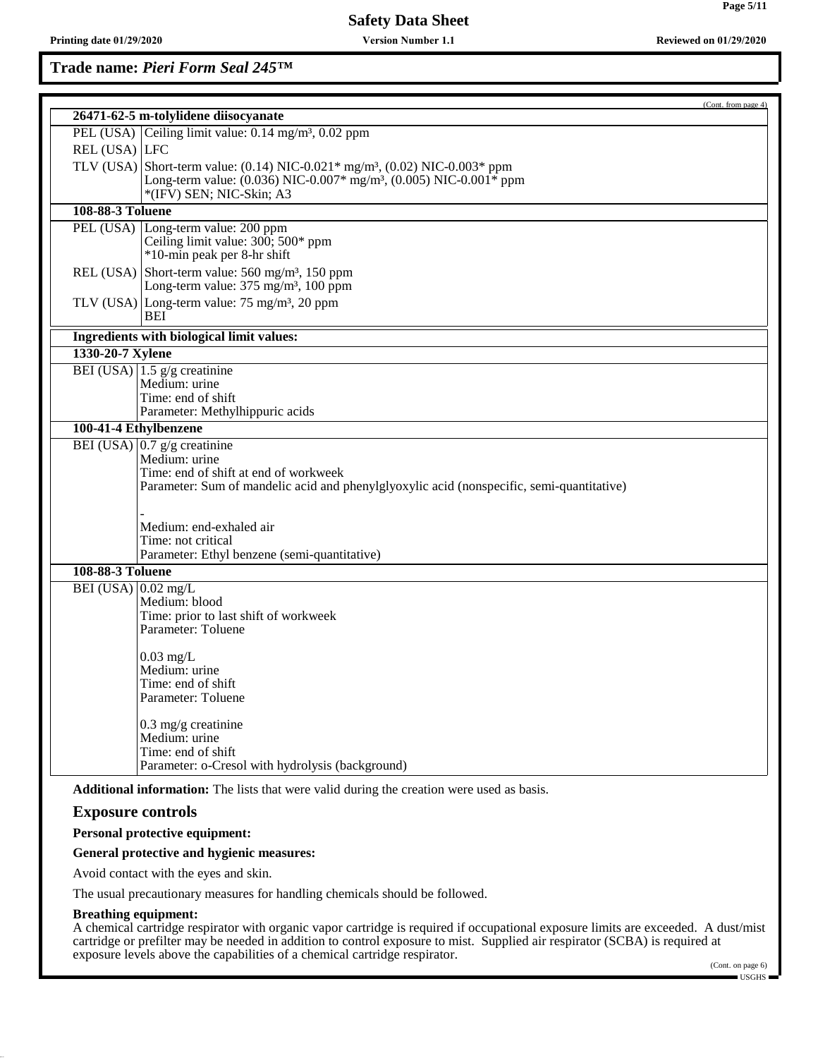# Trade name: *Pieri Form Seal 245™*

(Cont. from page 4)

| **26471-62-5 m-tolylidene diisocyanate** | |
|---|---|
| PEL (USA) | Ceiling limit value: 0.14 mg/m³, 0.02 ppm |
| REL (USA) | LFC |
| TLV (USA) | Short-term value: (0.14) NIC-0.021* mg/m³, (0.02) NIC-0.003* ppm<br>Long-term value: (0.036) NIC-0.007* mg/m³, (0.005) NIC-0.001* ppm<br>*(IFV) SEN; NIC-Skin; A3 |
| **108-88-3 Toluene** | |
| PEL (USA) | Long-term value: 200 ppm<br>Ceiling limit value: 300; 500* ppm<br>*10-min peak per 8-hr shift |
| REL (USA) | Short-term value: 560 mg/m³, 150 ppm<br>Long-term value: 375 mg/m³, 100 ppm |
| TLV (USA) | Long-term value: 75 mg/m³, 20 ppm<br>BEI |

| **Ingredients with biological limit values:** | |
|---|---|
| **1330-20-7 Xylene** | |
| BEI (USA) | 1.5 g/g creatinine<br>Medium: urine<br>Time: end of shift<br>Parameter: Methylhippuric acids |
| **100-41-4 Ethylbenzene** | |
| BEI (USA) | 0.7 g/g creatinine<br>Medium: urine<br>Time: end of shift at end of workweek<br>Parameter: Sum of mandelic acid and phenylglyoxylic acid (nonspecific, semi-quantitative)<br><br>-<br>Medium: end-exhaled air<br>Time: not critical<br>Parameter: Ethyl benzene (semi-quantitative) |
| **108-88-3 Toluene** | |
| BEI (USA) | 0.02 mg/L<br>Medium: blood<br>Time: prior to last shift of workweek<br>Parameter: Toluene<br><br>0.03 mg/L<br>Medium: urine<br>Time: end of shift<br>Parameter: Toluene<br><br>0.3 mg/g creatinine<br>Medium: urine<br>Time: end of shift<br>Parameter: o-Cresol with hydrolysis (background) |

**Additional information:** The lists that were valid during the creation were used as basis.

## Exposure controls

**Personal protective equipment:**

**General protective and hygienic measures:**

Avoid contact with the eyes and skin.

The usual precautionary measures for handling chemicals should be followed.

**Breathing equipment:**
A chemical cartridge respirator with organic vapor cartridge is required if occupational exposure limits are exceeded. A dust/mist cartridge or prefilter may be needed in addition to control exposure to mist. Supplied air respirator (SCBA) is required at exposure levels above the capabilities of a chemical cartridge respirator.

(Cont. on page 6)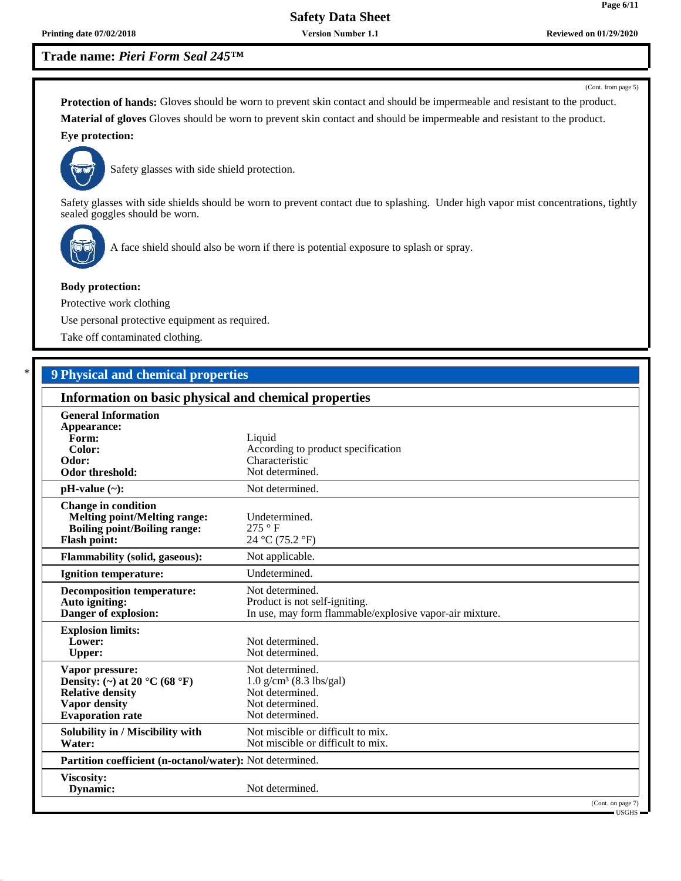**Trade name:** ***Pieri Form Seal 245™***

(Cont. from page 5)

**Protection of hands:** Gloves should be worn to prevent skin contact and should be impermeable and resistant to the product.

**Material of gloves** Gloves should be worn to prevent skin contact and should be impermeable and resistant to the product.

**Eye protection:**

Safety glasses with side shield protection.

Safety glasses with side shields should be worn to prevent contact due to splashing. Under high vapor mist concentrations, tightly sealed goggles should be worn.

A face shield should also be worn if there is potential exposure to splash or spray.

**Body protection:**

Protective work clothing

Use personal protective equipment as required.

Take off contaminated clothing.

## * 9 Physical and chemical properties

### Information on basic physical and chemical properties

| Property | Value |
|---|---|
| **General Information** | |
| **Appearance:** | |
| **Form:** | Liquid |
| **Color:** | According to product specification |
| **Odor:** | Characteristic |
| **Odor threshold:** | Not determined. |
| **pH-value (~):** | Not determined. |
| **Change in condition** | |
| **Melting point/Melting range:** | Undetermined. |
| **Boiling point/Boiling range:** | 275 ° F |
| **Flash point:** | 24 °C (75.2 °F) |
| **Flammability (solid, gaseous):** | Not applicable. |
| **Ignition temperature:** | Undetermined. |
| **Decomposition temperature:** | Not determined. |
| **Auto igniting:** | Product is not self-igniting. |
| **Danger of explosion:** | In use, may form flammable/explosive vapor-air mixture. |
| **Explosion limits:** | |
| **Lower:** | Not determined. |
| **Upper:** | Not determined. |
| **Vapor pressure:** | Not determined. |
| **Density: (~) at 20 °C (68 °F)** | 1.0 g/cm³ (8.3 lbs/gal) |
| **Relative density** | Not determined. |
| **Vapor density** | Not determined. |
| **Evaporation rate** | Not determined. |
| **Solubility in / Miscibility with** | Not miscible or difficult to mix. |
| **Water:** | Not miscible or difficult to mix. |
| **Partition coefficient (n-octanol/water):** | Not determined. |
| **Viscosity:** | |
| **Dynamic:** | Not determined. |

(Cont. on page 7)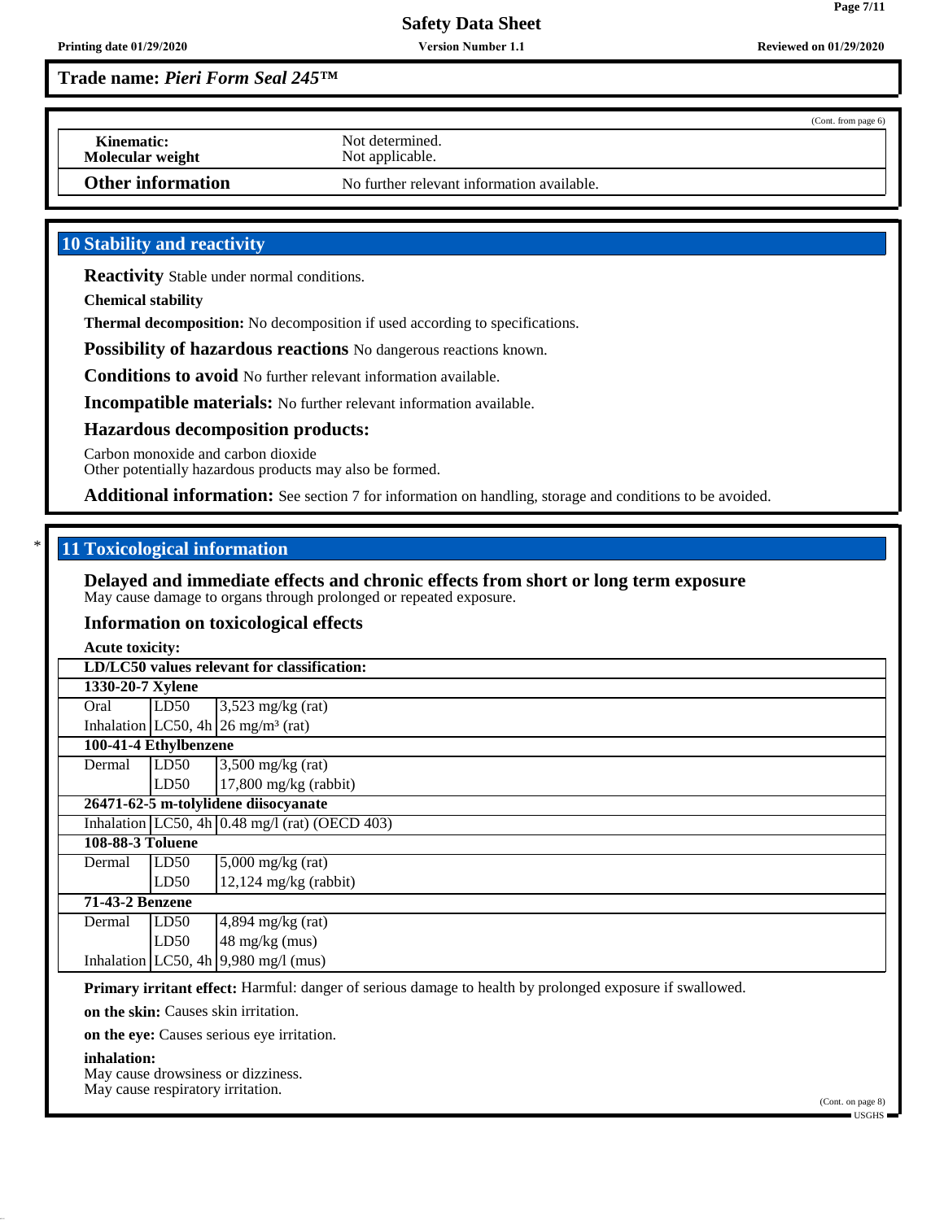**Trade name:** ***Pieri Form Seal 245™***

(Cont. from page 6)

| | |
|---|---|
| **Kinematic:** | Not determined. |
| **Molecular weight** | Not applicable. |
| **Other information** | No further relevant information available. |

## 10 Stability and reactivity

**Reactivity** Stable under normal conditions.

**Chemical stability**

**Thermal decomposition:** No decomposition if used according to specifications.

**Possibility of hazardous reactions** No dangerous reactions known.

**Conditions to avoid** No further relevant information available.

**Incompatible materials:** No further relevant information available.

**Hazardous decomposition products:**

Carbon monoxide and carbon dioxide
Other potentially hazardous products may also be formed.

**Additional information:** See section 7 for information on handling, storage and conditions to be avoided.

## * 11 Toxicological information

**Delayed and immediate effects and chronic effects from short or long term exposure**
May cause damage to organs through prolonged or repeated exposure.

**Information on toxicological effects**

**Acute toxicity:**

| **LD/LC50 values relevant for classification:** | | |
|---|---|---|
| **1330-20-7 Xylene** | | |
| Oral | LD50 | 3,523 mg/kg (rat) |
| Inhalation | LC50, 4h | 26 mg/m³ (rat) |
| **100-41-4 Ethylbenzene** | | |
| Dermal | LD50 | 3,500 mg/kg (rat) |
| | LD50 | 17,800 mg/kg (rabbit) |
| **26471-62-5 m-tolylidene diisocyanate** | | |
| Inhalation | LC50, 4h | 0.48 mg/l (rat) (OECD 403) |
| **108-88-3 Toluene** | | |
| Dermal | LD50 | 5,000 mg/kg (rat) |
| | LD50 | 12,124 mg/kg (rabbit) |
| **71-43-2 Benzene** | | |
| Dermal | LD50 | 4,894 mg/kg (rat) |
| | LD50 | 48 mg/kg (mus) |
| Inhalation | LC50, 4h | 9,980 mg/l (mus) |

**Primary irritant effect:** Harmful: danger of serious damage to health by prolonged exposure if swallowed.

**on the skin:** Causes skin irritation.

**on the eye:** Causes serious eye irritation.

**inhalation:**
May cause drowsiness or dizziness.
May cause respiratory irritation.

(Cont. on page 8)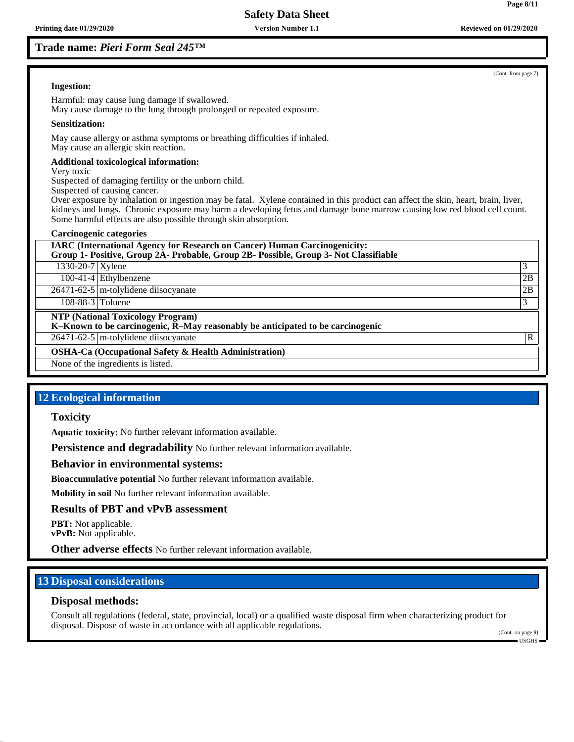## Trade name: *Pieri Form Seal 245™*

(Cont. from page 7)

**Ingestion:**

Harmful: may cause lung damage if swallowed.
May cause damage to the lung through prolonged or repeated exposure.

**Sensitization:**

May cause allergy or asthma symptoms or breathing difficulties if inhaled.
May cause an allergic skin reaction.

**Additional toxicological information:**

Very toxic
Suspected of damaging fertility or the unborn child.
Suspected of causing cancer.
Over exposure by inhalation or ingestion may be fatal. Xylene contained in this product can affect the skin, heart, brain, liver, kidneys and lungs. Chronic exposure may harm a developing fetus and damage bone marrow causing low red blood cell count. Some harmful effects are also possible through skin absorption.

**Carcinogenic categories**

| **IARC (International Agency for Research on Cancer) Human Carcinogenicity: Group 1- Positive, Group 2A- Probable, Group 2B- Possible, Group 3- Not Classifiable** | | |
|---|---|---|
| 1330-20-7 | Xylene | 3 |
| 100-41-4 | Ethylbenzene | 2B |
| 26471-62-5 | m-tolylidene diisocyanate | 2B |
| 108-88-3 | Toluene | 3 |

| **NTP (National Toxicology Program) K–Known to be carcinogenic, R–May reasonably be anticipated to be carcinogenic** | | |
|---|---|---|
| 26471-62-5 | m-tolylidene diisocyanate | R |

| **OSHA-Ca (Occupational Safety & Health Administration)** |
|---|
| None of the ingredients is listed. |

## 12 Ecological information

### Toxicity

**Aquatic toxicity:** No further relevant information available.

**Persistence and degradability** No further relevant information available.

**Behavior in environmental systems:**

**Bioaccumulative potential** No further relevant information available.

**Mobility in soil** No further relevant information available.

### Results of PBT and vPvB assessment

**PBT:** Not applicable.
**vPvB:** Not applicable.

**Other adverse effects** No further relevant information available.

## 13 Disposal considerations

### Disposal methods:

Consult all regulations (federal, state, provincial, local) or a qualified waste disposal firm when characterizing product for disposal. Dispose of waste in accordance with all applicable regulations.

(Cont. on page 9)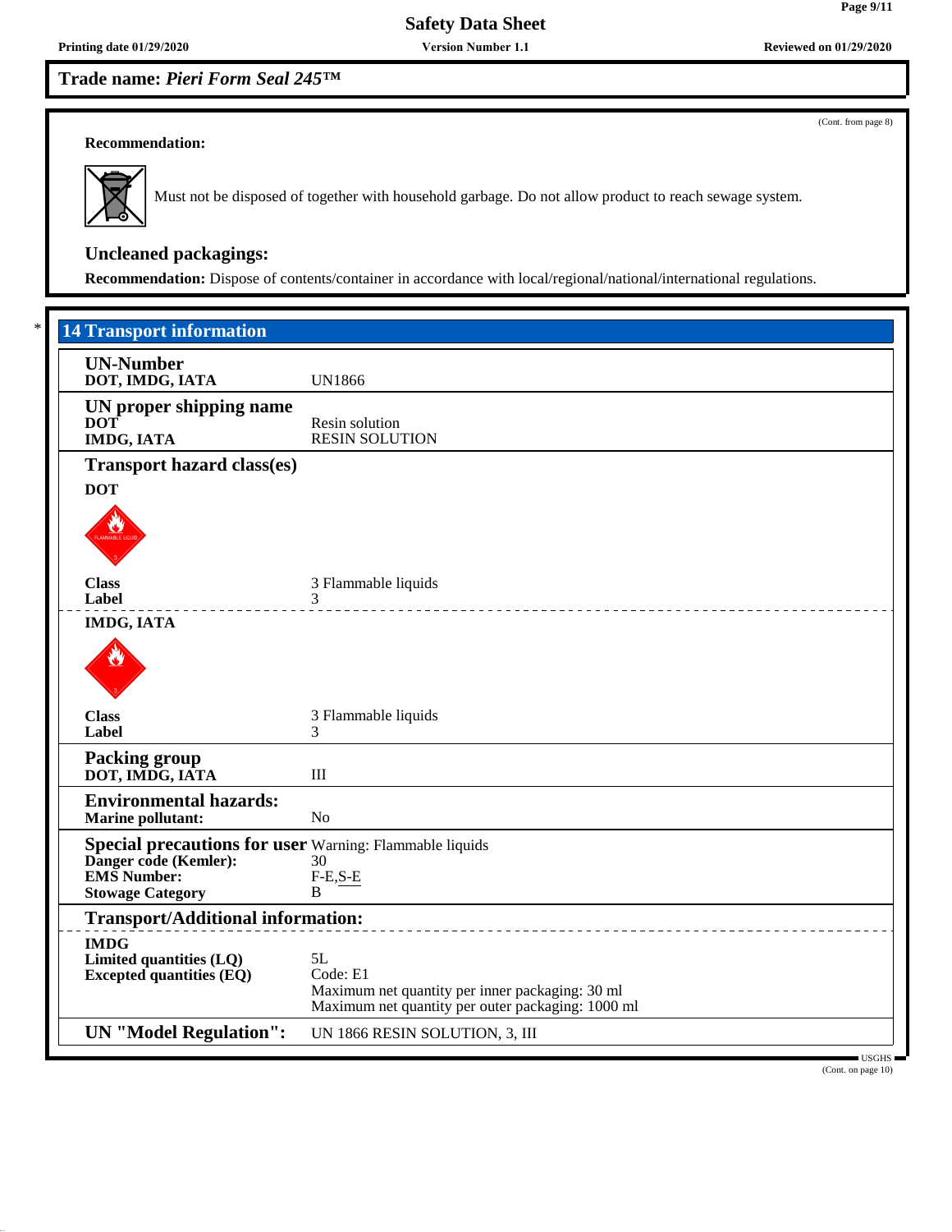**Trade name:** ***Pieri Form Seal 245™***

(Cont. from page 8)

**Recommendation:**

Must not be disposed of together with household garbage. Do not allow product to reach sewage system.

### Uncleaned packagings:

**Recommendation:** Dispose of contents/container in accordance with local/regional/national/international regulations.

## * 14 Transport information

**UN-Number**

| | |
|---|---|
| **DOT, IMDG, IATA** | UN1866 |

**UN proper shipping name**

| | |
|---|---|
| **DOT** | Resin solution |
| **IMDG, IATA** | RESIN SOLUTION |

**Transport hazard class(es)**

**DOT**

| | |
|---|---|
| **Class** | 3 Flammable liquids |
| **Label** | 3 |

**IMDG, IATA**

| | |
|---|---|
| **Class** | 3 Flammable liquids |
| **Label** | 3 |

**Packing group**

| | |
|---|---|
| **DOT, IMDG, IATA** | III |

**Environmental hazards:**

| | |
|---|---|
| **Marine pollutant:** | No |

| | |
|---|---|
| **Special precautions for user** | Warning: Flammable liquids |
| **Danger code (Kemler):** | 30 |
| **EMS Number:** | F-E,S-E |
| **Stowage Category** | B |

**Transport/Additional information:**

**IMDG**

| | |
|---|---|
| **Limited quantities (LQ)** | 5L |
| **Excepted quantities (EQ)** | Code: E1<br>Maximum net quantity per inner packaging: 30 ml<br>Maximum net quantity per outer packaging: 1000 ml |

| | |
|---|---|
| **UN "Model Regulation":** | UN 1866 RESIN SOLUTION, 3, III |

(Cont. on page 10)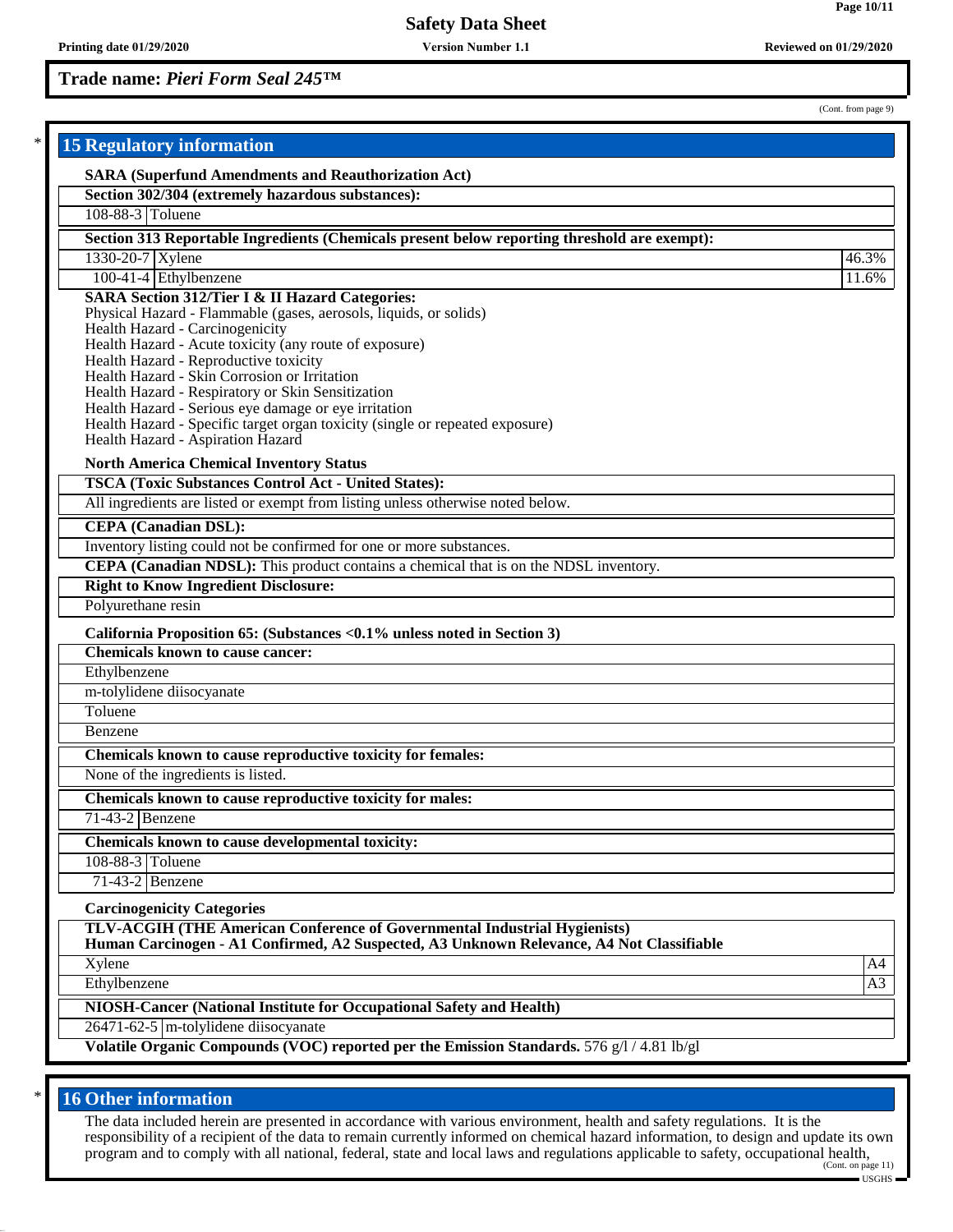Trade name: *Pieri Form Seal 245™*

(Cont. from page 9)

## 15 Regulatory information

**SARA (Superfund Amendments and Reauthorization Act)**

| **Section 302/304 (extremely hazardous substances):** | |
|---|---|
| 108-88-3 | Toluene |

| **Section 313 Reportable Ingredients (Chemicals present below reporting threshold are exempt):** | | |
|---|---|---|
| 1330-20-7 | Xylene | 46.3% |
| 100-41-4 | Ethylbenzene | 11.6% |

**SARA Section 312/Tier I & II Hazard Categories:**
Physical Hazard - Flammable (gases, aerosols, liquids, or solids)
Health Hazard - Carcinogenicity
Health Hazard - Acute toxicity (any route of exposure)
Health Hazard - Reproductive toxicity
Health Hazard - Skin Corrosion or Irritation
Health Hazard - Respiratory or Skin Sensitization
Health Hazard - Serious eye damage or eye irritation
Health Hazard - Specific target organ toxicity (single or repeated exposure)
Health Hazard - Aspiration Hazard

**North America Chemical Inventory Status**

**TSCA (Toxic Substances Control Act - United States):**
All ingredients are listed or exempt from listing unless otherwise noted below.

**CEPA (Canadian DSL):**
Inventory listing could not be confirmed for one or more substances.

**CEPA (Canadian NDSL):** This product contains a chemical that is on the NDSL inventory.

**Right to Know Ingredient Disclosure:**
Polyurethane resin

**California Proposition 65: (Substances <0.1% unless noted in Section 3)**

| **Chemicals known to cause cancer:** |
|---|
| Ethylbenzene |
| m-tolylidene diisocyanate |
| Toluene |
| Benzene |

| **Chemicals known to cause reproductive toxicity for females:** |
|---|
| None of the ingredients is listed. |

| **Chemicals known to cause reproductive toxicity for males:** | |
|---|---|
| 71-43-2 | Benzene |

| **Chemicals known to cause developmental toxicity:** | |
|---|---|
| 108-88-3 | Toluene |
| 71-43-2 | Benzene |

**Carcinogenicity Categories**

| **TLV-ACGIH (THE American Conference of Governmental Industrial Hygienists) Human Carcinogen - A1 Confirmed, A2 Suspected, A3 Unknown Relevance, A4 Not Classifiable** | |
|---|---|
| Xylene | A4 |
| Ethylbenzene | A3 |

| **NIOSH-Cancer (National Institute for Occupational Safety and Health)** | |
|---|---|
| 26471-62-5 | m-tolylidene diisocyanate |

**Volatile Organic Compounds (VOC) reported per the Emission Standards.** 576 g/l / 4.81 lb/gl

## 16 Other information

The data included herein are presented in accordance with various environment, health and safety regulations. It is the responsibility of a recipient of the data to remain currently informed on chemical hazard information, to design and update its own program and to comply with all national, federal, state and local laws and regulations applicable to safety, occupational health,

(Cont. on page 11)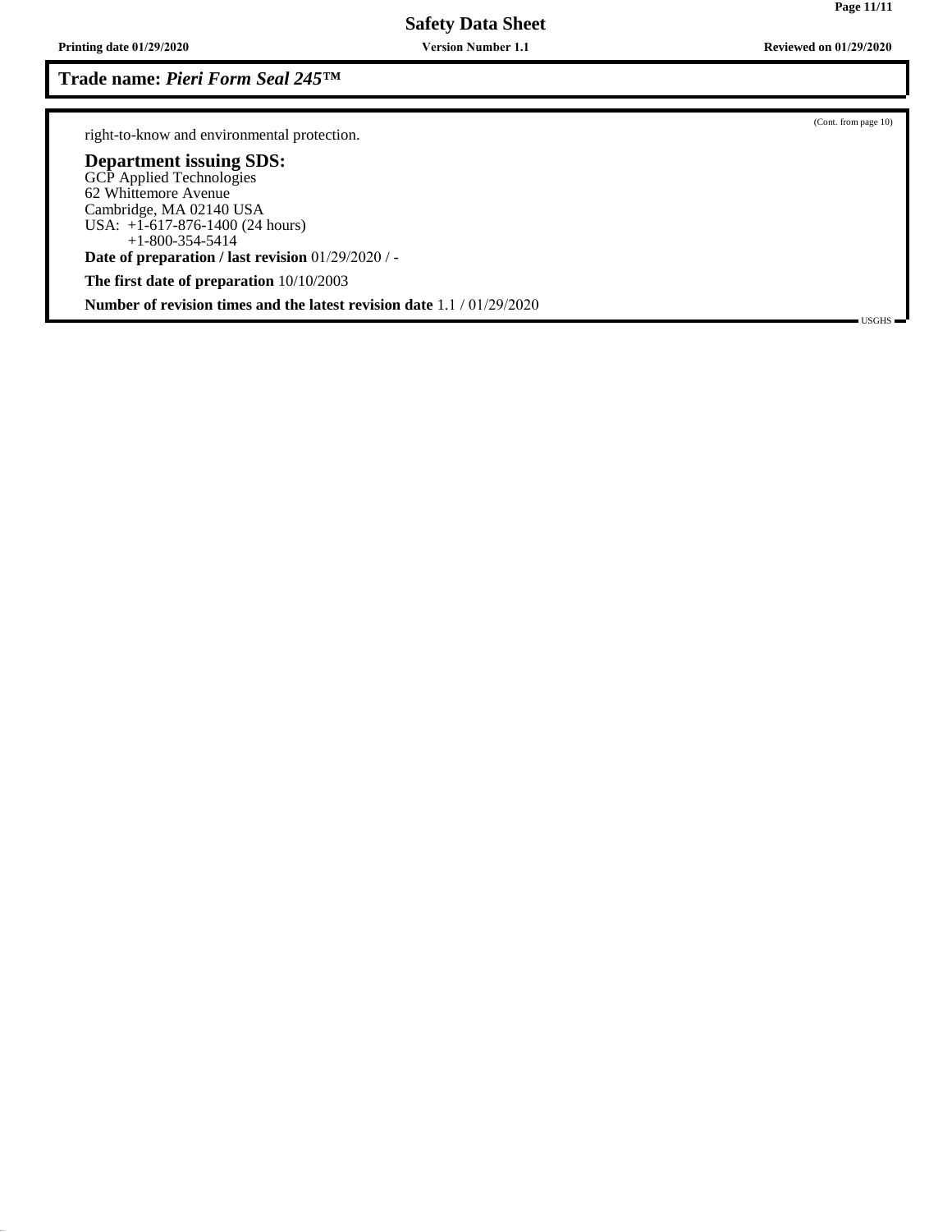right-to-know and environmental protection.

**Department issuing SDS:**
GCP Applied Technologies
62 Whittemore Avenue
Cambridge, MA 02140 USA
USA: +1-617-876-1400 (24 hours)
+1-800-354-5414

**Date of preparation / last revision** 01/29/2020 / -

**The first date of preparation** 10/10/2003

**Number of revision times and the latest revision date** 1.1 / 01/29/2020